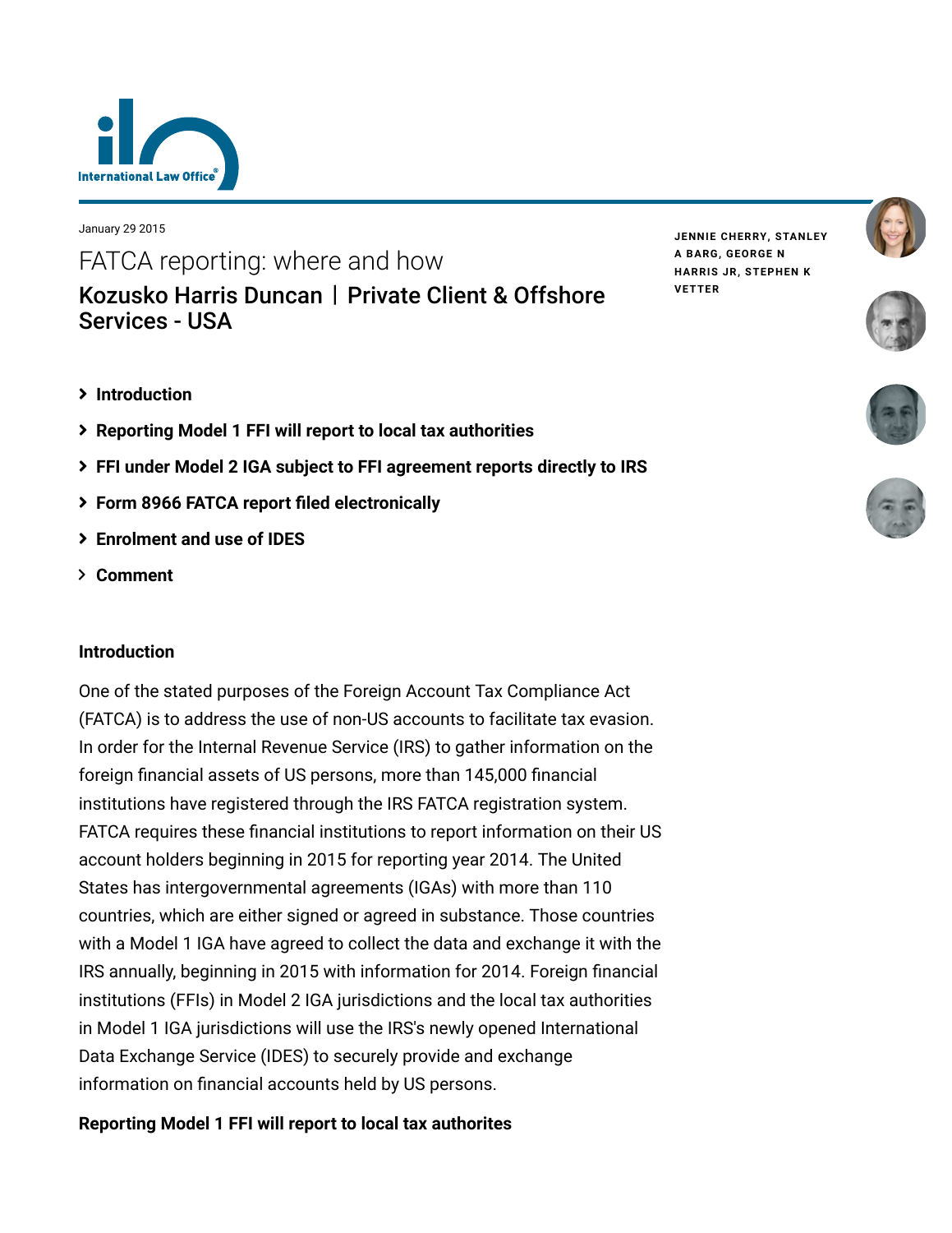January 29 2015

# FATCA reporting: where and how

## Kozusko Harris Duncan | Private Client & Offshore Services - USA

JENNIE CHERRY, STANLEY A BARG, GEORGE N HARRIS JR, STEPHEN K VETTER

- Introduction
- Reporting Model 1 FFI will report to local tax authorities
- FFI under Model 2 IGA subject to FFI agreement reports directly to IRS
- Form 8966 FATCA report filed electronically
- Enrolment and use of IDES
- Comment

### Introduction

One of the stated purposes of the Foreign Account Tax Compliance Act (FATCA) is to address the use of non-US accounts to facilitate tax evasion. In order for the Internal Revenue Service (IRS) to gather information on the foreign financial assets of US persons, more than 145,000 financial institutions have registered through the IRS FATCA registration system. FATCA requires these financial institutions to report information on their US account holders beginning in 2015 for reporting year 2014. The United States has intergovernmental agreements (IGAs) with more than 110 countries, which are either signed or agreed in substance. Those countries with a Model 1 IGA have agreed to collect the data and exchange it with the IRS annually, beginning in 2015 with information for 2014. Foreign financial institutions (FFIs) in Model 2 IGA jurisdictions and the local tax authorities in Model 1 IGA jurisdictions will use the IRS's newly opened International Data Exchange Service (IDES) to securely provide and exchange information on financial accounts held by US persons.

### Reporting Model 1 FFI will report to local tax authorites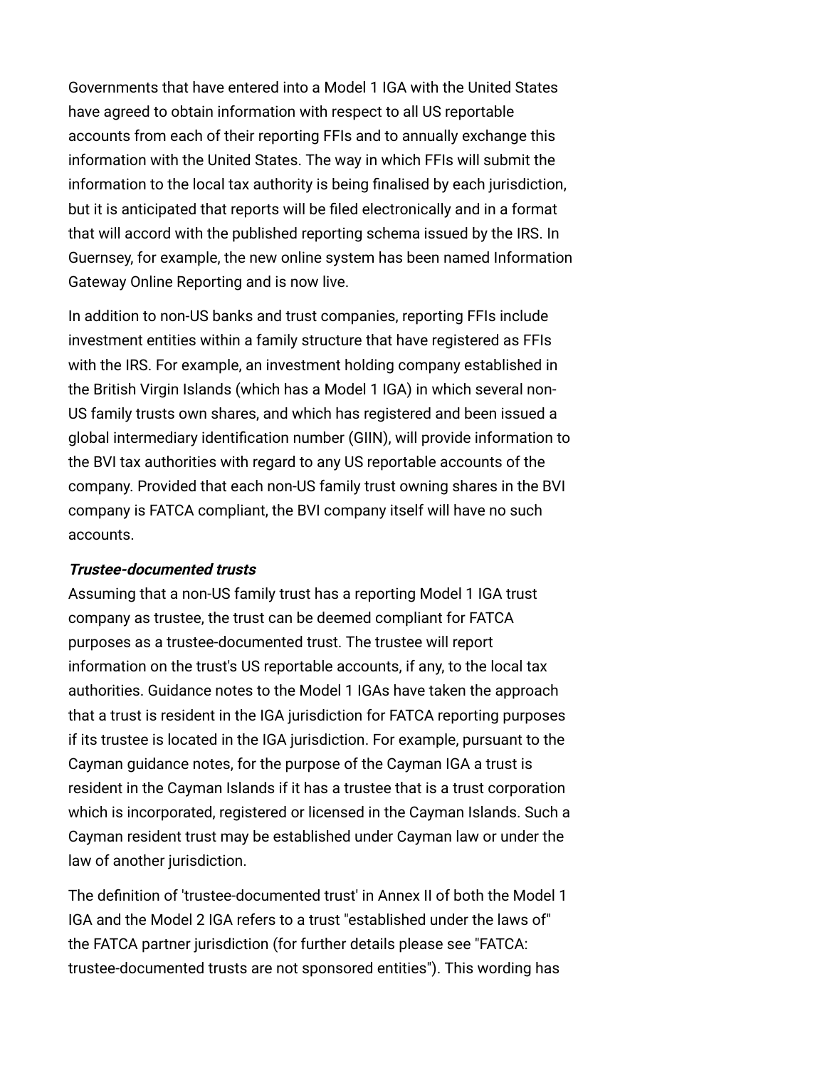Governments that have entered into a Model 1 IGA with the United States have agreed to obtain information with respect to all US reportable accounts from each of their reporting FFIs and to annually exchange this information with the United States. The way in which FFIs will submit the information to the local tax authority is being finalised by each jurisdiction, but it is anticipated that reports will be filed electronically and in a format that will accord with the published reporting schema issued by the IRS. In Guernsey, for example, the new online system has been named Information Gateway Online Reporting and is now live.

In addition to non-US banks and trust companies, reporting FFIs include investment entities within a family structure that have registered as FFIs with the IRS. For example, an investment holding company established in the British Virgin Islands (which has a Model 1 IGA) in which several non-US family trusts own shares, and which has registered and been issued a global intermediary identification number (GIIN), will provide information to the BVI tax authorities with regard to any US reportable accounts of the company. Provided that each non-US family trust owning shares in the BVI company is FATCA compliant, the BVI company itself will have no such accounts.

***Trustee-documented trusts***

Assuming that a non-US family trust has a reporting Model 1 IGA trust company as trustee, the trust can be deemed compliant for FATCA purposes as a trustee-documented trust. The trustee will report information on the trust's US reportable accounts, if any, to the local tax authorities. Guidance notes to the Model 1 IGAs have taken the approach that a trust is resident in the IGA jurisdiction for FATCA reporting purposes if its trustee is located in the IGA jurisdiction. For example, pursuant to the Cayman guidance notes, for the purpose of the Cayman IGA a trust is resident in the Cayman Islands if it has a trustee that is a trust corporation which is incorporated, registered or licensed in the Cayman Islands. Such a Cayman resident trust may be established under Cayman law or under the law of another jurisdiction.

The definition of 'trustee-documented trust' in Annex II of both the Model 1 IGA and the Model 2 IGA refers to a trust "established under the laws of" the FATCA partner jurisdiction (for further details please see "FATCA: trustee-documented trusts are not sponsored entities"). This wording has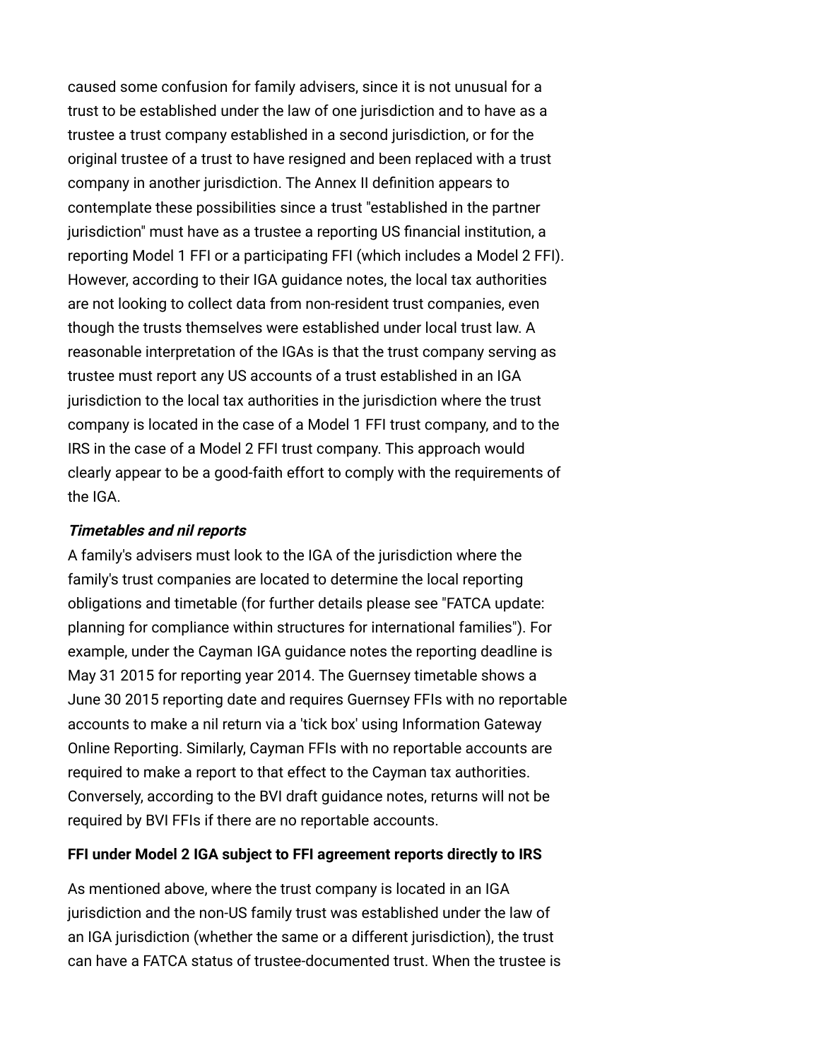caused some confusion for family advisers, since it is not unusual for a trust to be established under the law of one jurisdiction and to have as a trustee a trust company established in a second jurisdiction, or for the original trustee of a trust to have resigned and been replaced with a trust company in another jurisdiction. The Annex II definition appears to contemplate these possibilities since a trust "established in the partner jurisdiction" must have as a trustee a reporting US financial institution, a reporting Model 1 FFI or a participating FFI (which includes a Model 2 FFI). However, according to their IGA guidance notes, the local tax authorities are not looking to collect data from non-resident trust companies, even though the trusts themselves were established under local trust law. A reasonable interpretation of the IGAs is that the trust company serving as trustee must report any US accounts of a trust established in an IGA jurisdiction to the local tax authorities in the jurisdiction where the trust company is located in the case of a Model 1 FFI trust company, and to the IRS in the case of a Model 2 FFI trust company. This approach would clearly appear to be a good-faith effort to comply with the requirements of the IGA.

***Timetables and nil reports***

A family's advisers must look to the IGA of the jurisdiction where the family's trust companies are located to determine the local reporting obligations and timetable (for further details please see "FATCA update: planning for compliance within structures for international families"). For example, under the Cayman IGA guidance notes the reporting deadline is May 31 2015 for reporting year 2014. The Guernsey timetable shows a June 30 2015 reporting date and requires Guernsey FFIs with no reportable accounts to make a nil return via a 'tick box' using Information Gateway Online Reporting. Similarly, Cayman FFIs with no reportable accounts are required to make a report to that effect to the Cayman tax authorities. Conversely, according to the BVI draft guidance notes, returns will not be required by BVI FFIs if there are no reportable accounts.

**FFI under Model 2 IGA subject to FFI agreement reports directly to IRS**

As mentioned above, where the trust company is located in an IGA jurisdiction and the non-US family trust was established under the law of an IGA jurisdiction (whether the same or a different jurisdiction), the trust can have a FATCA status of trustee-documented trust. When the trustee is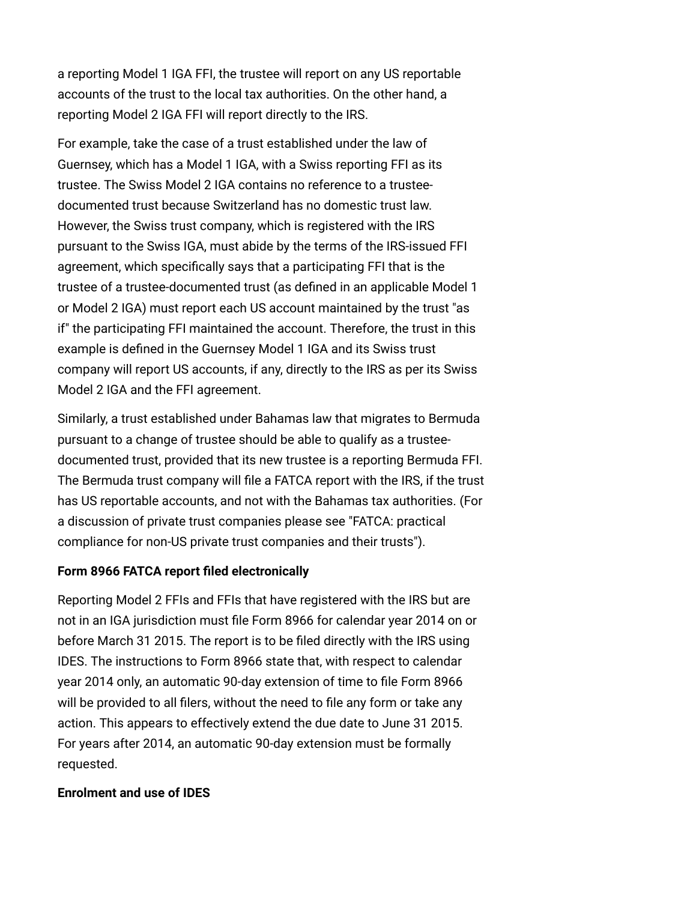a reporting Model 1 IGA FFI, the trustee will report on any US reportable accounts of the trust to the local tax authorities. On the other hand, a reporting Model 2 IGA FFI will report directly to the IRS.

For example, take the case of a trust established under the law of Guernsey, which has a Model 1 IGA, with a Swiss reporting FFI as its trustee. The Swiss Model 2 IGA contains no reference to a trustee-documented trust because Switzerland has no domestic trust law. However, the Swiss trust company, which is registered with the IRS pursuant to the Swiss IGA, must abide by the terms of the IRS-issued FFI agreement, which specifically says that a participating FFI that is the trustee of a trustee-documented trust (as defined in an applicable Model 1 or Model 2 IGA) must report each US account maintained by the trust "as if" the participating FFI maintained the account. Therefore, the trust in this example is defined in the Guernsey Model 1 IGA and its Swiss trust company will report US accounts, if any, directly to the IRS as per its Swiss Model 2 IGA and the FFI agreement.

Similarly, a trust established under Bahamas law that migrates to Bermuda pursuant to a change of trustee should be able to qualify as a trustee-documented trust, provided that its new trustee is a reporting Bermuda FFI. The Bermuda trust company will file a FATCA report with the IRS, if the trust has US reportable accounts, and not with the Bahamas tax authorities. (For a discussion of private trust companies please see "FATCA: practical compliance for non-US private trust companies and their trusts").

**Form 8966 FATCA report filed electronically**

Reporting Model 2 FFIs and FFIs that have registered with the IRS but are not in an IGA jurisdiction must file Form 8966 for calendar year 2014 on or before March 31 2015. The report is to be filed directly with the IRS using IDES. The instructions to Form 8966 state that, with respect to calendar year 2014 only, an automatic 90-day extension of time to file Form 8966 will be provided to all filers, without the need to file any form or take any action. This appears to effectively extend the due date to June 31 2015. For years after 2014, an automatic 90-day extension must be formally requested.

**Enrolment and use of IDES**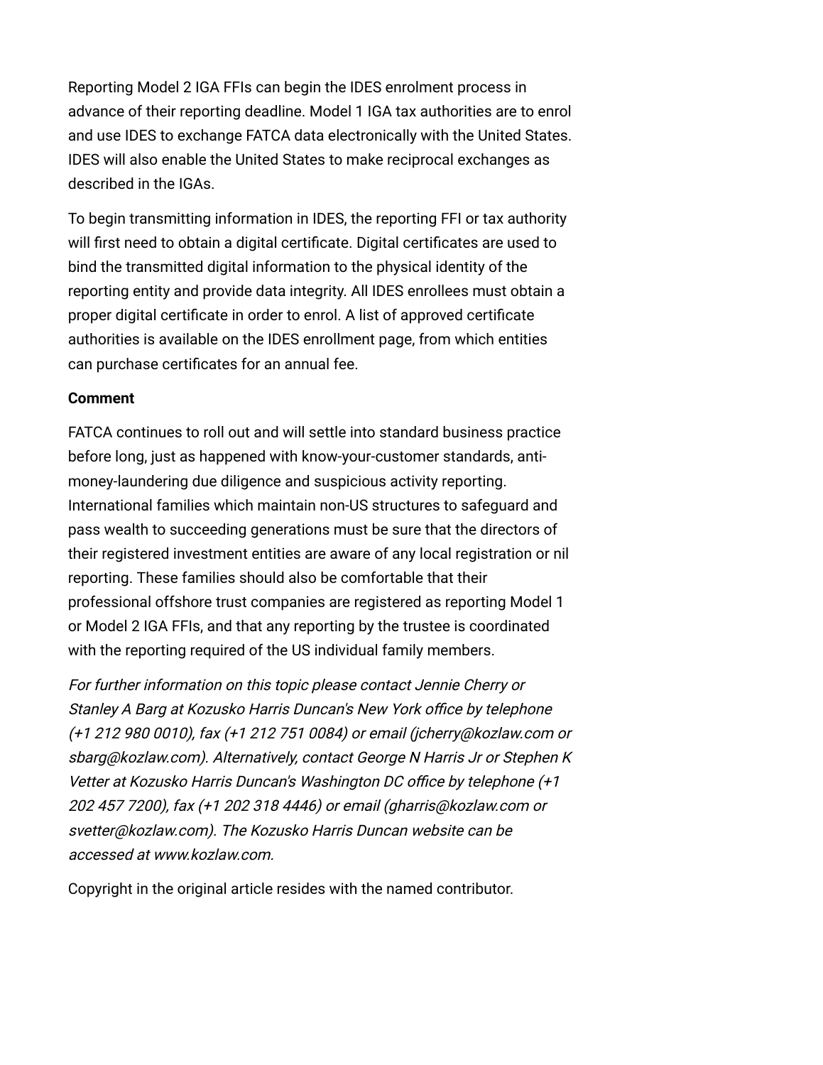Reporting Model 2 IGA FFIs can begin the IDES enrolment process in advance of their reporting deadline. Model 1 IGA tax authorities are to enrol and use IDES to exchange FATCA data electronically with the United States. IDES will also enable the United States to make reciprocal exchanges as described in the IGAs.

To begin transmitting information in IDES, the reporting FFI or tax authority will first need to obtain a digital certificate. Digital certificates are used to bind the transmitted digital information to the physical identity of the reporting entity and provide data integrity. All IDES enrollees must obtain a proper digital certificate in order to enrol. A list of approved certificate authorities is available on the IDES enrollment page, from which entities can purchase certificates for an annual fee.

**Comment**

FATCA continues to roll out and will settle into standard business practice before long, just as happened with know-your-customer standards, anti-money-laundering due diligence and suspicious activity reporting. International families which maintain non-US structures to safeguard and pass wealth to succeeding generations must be sure that the directors of their registered investment entities are aware of any local registration or nil reporting. These families should also be comfortable that their professional offshore trust companies are registered as reporting Model 1 or Model 2 IGA FFIs, and that any reporting by the trustee is coordinated with the reporting required of the US individual family members.

*For further information on this topic please contact Jennie Cherry or Stanley A Barg at Kozusko Harris Duncan's New York office by telephone (+1 212 980 0010), fax (+1 212 751 0084) or email (jcherry@kozlaw.com or sbarg@kozlaw.com). Alternatively, contact George N Harris Jr or Stephen K Vetter at Kozusko Harris Duncan's Washington DC office by telephone (+1 202 457 7200), fax (+1 202 318 4446) or email (gharris@kozlaw.com or svetter@kozlaw.com). The Kozusko Harris Duncan website can be accessed at www.kozlaw.com.*

Copyright in the original article resides with the named contributor.